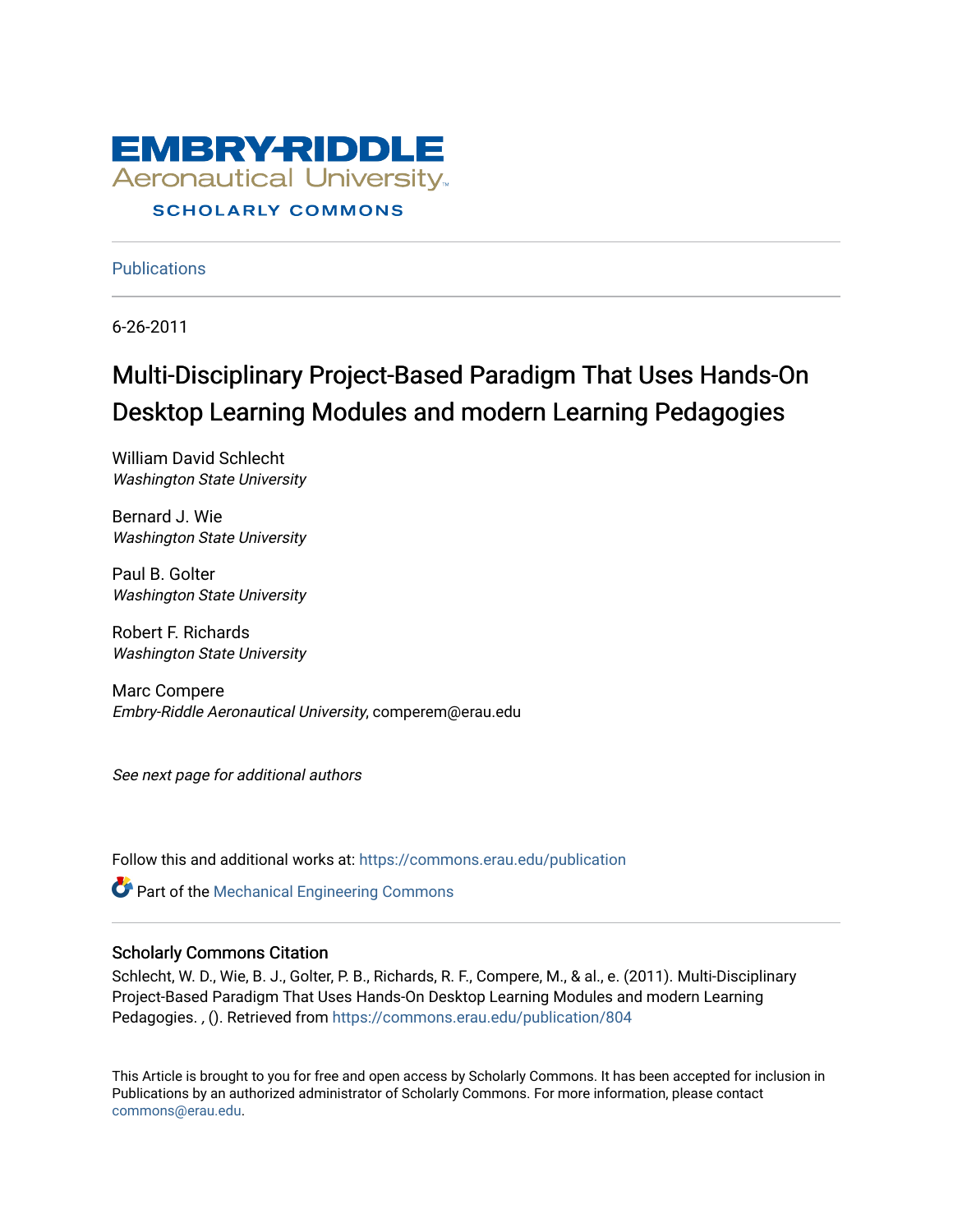EMBRY-RIDDLE Aeronautical University

SCHOLARLY COMMONS

Publications

6-26-2011

# Multi-Disciplinary Project-Based Paradigm That Uses Hands-On Desktop Learning Modules and modern Learning Pedagogies

William David Schlecht
*Washington State University*

Bernard J. Wie
*Washington State University*

Paul B. Golter
*Washington State University*

Robert F. Richards
*Washington State University*

Marc Compere
*Embry-Riddle Aeronautical University*, comperem@erau.edu

*See next page for additional authors*

Follow this and additional works at: https://commons.erau.edu/publication

Part of the Mechanical Engineering Commons

## Scholarly Commons Citation

Schlecht, W. D., Wie, B. J., Golter, P. B., Richards, R. F., Compere, M., & al., e. (2011). Multi-Disciplinary Project-Based Paradigm That Uses Hands-On Desktop Learning Modules and modern Learning Pedagogies. , (). Retrieved from https://commons.erau.edu/publication/804

This Article is brought to you for free and open access by Scholarly Commons. It has been accepted for inclusion in Publications by an authorized administrator of Scholarly Commons. For more information, please contact commons@erau.edu.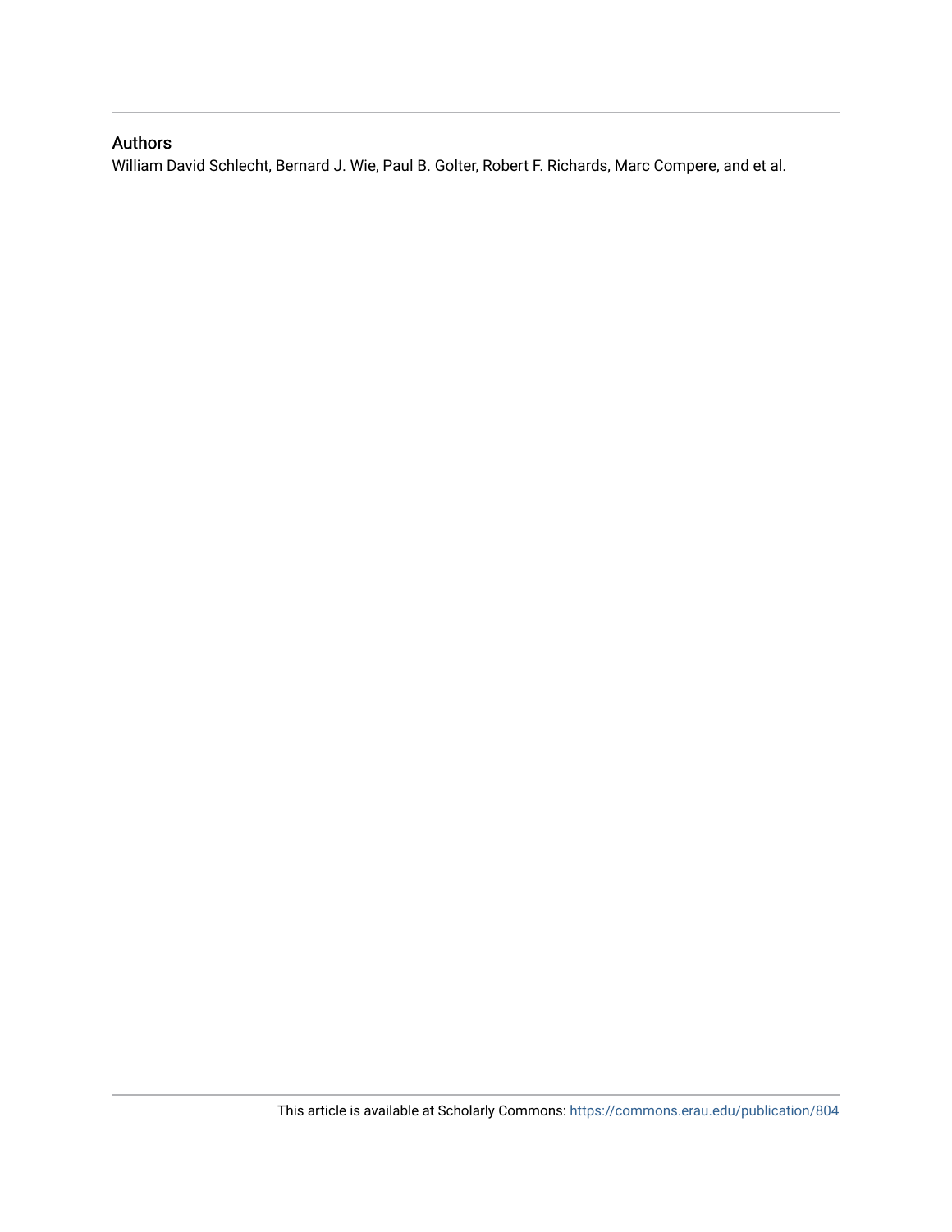## Authors

William David Schlecht, Bernard J. Wie, Paul B. Golter, Robert F. Richards, Marc Compere, and et al.

This article is available at Scholarly Commons: https://commons.erau.edu/publication/804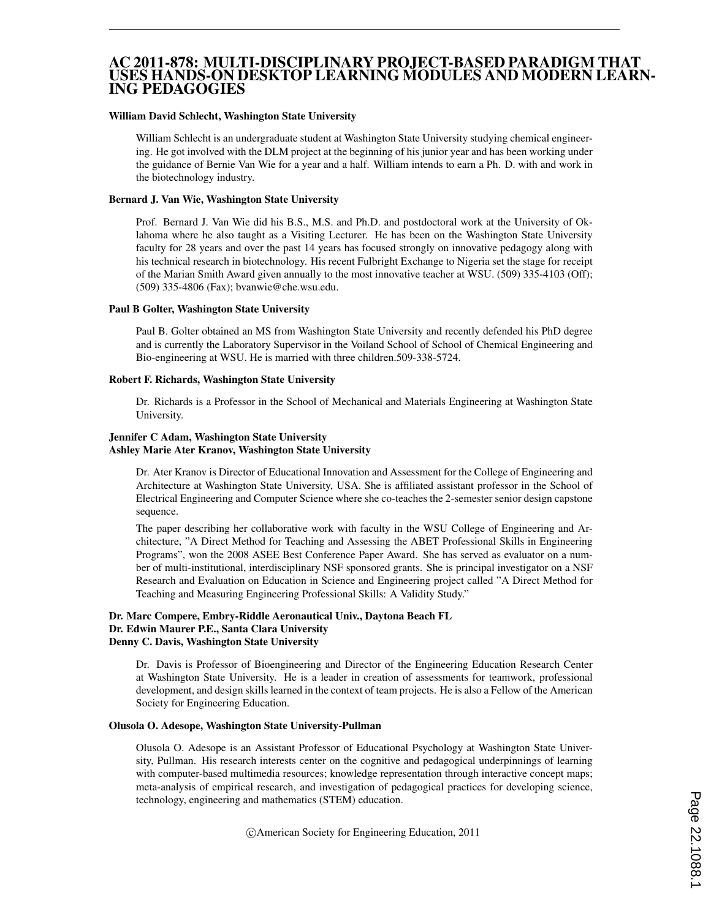# AC 2011-878: MULTI-DISCIPLINARY PROJECT-BASED PARADIGM THAT USES HANDS-ON DESKTOP LEARNING MODULES AND MODERN LEARNING PEDAGOGIES

**William David Schlecht, Washington State University**

William Schlecht is an undergraduate student at Washington State University studying chemical engineering. He got involved with the DLM project at the beginning of his junior year and has been working under the guidance of Bernie Van Wie for a year and a half. William intends to earn a Ph. D. with and work in the biotechnology industry.

**Bernard J. Van Wie, Washington State University**

Prof. Bernard J. Van Wie did his B.S., M.S. and Ph.D. and postdoctoral work at the University of Oklahoma where he also taught as a Visiting Lecturer. He has been on the Washington State University faculty for 28 years and over the past 14 years has focused strongly on innovative pedagogy along with his technical research in biotechnology. His recent Fulbright Exchange to Nigeria set the stage for receipt of the Marian Smith Award given annually to the most innovative teacher at WSU. (509) 335-4103 (Off); (509) 335-4806 (Fax); bvanwie@che.wsu.edu.

**Paul B Golter, Washington State University**

Paul B. Golter obtained an MS from Washington State University and recently defended his PhD degree and is currently the Laboratory Supervisor in the Voiland School of School of Chemical Engineering and Bio-engineering at WSU. He is married with three children.509-338-5724.

**Robert F. Richards, Washington State University**

Dr. Richards is a Professor in the School of Mechanical and Materials Engineering at Washington State University.

**Jennifer C Adam, Washington State University**
**Ashley Marie Ater Kranov, Washington State University**

Dr. Ater Kranov is Director of Educational Innovation and Assessment for the College of Engineering and Architecture at Washington State University, USA. She is affiliated assistant professor in the School of Electrical Engineering and Computer Science where she co-teaches the 2-semester senior design capstone sequence.

The paper describing her collaborative work with faculty in the WSU College of Engineering and Architecture, "A Direct Method for Teaching and Assessing the ABET Professional Skills in Engineering Programs", won the 2008 ASEE Best Conference Paper Award. She has served as evaluator on a number of multi-institutional, interdisciplinary NSF sponsored grants. She is principal investigator on a NSF Research and Evaluation on Education in Science and Engineering project called "A Direct Method for Teaching and Measuring Engineering Professional Skills: A Validity Study."

**Dr. Marc Compere, Embry-Riddle Aeronautical Univ., Daytona Beach FL**
**Dr. Edwin Maurer P.E., Santa Clara University**
**Denny C. Davis, Washington State University**

Dr. Davis is Professor of Bioengineering and Director of the Engineering Education Research Center at Washington State University. He is a leader in creation of assessments for teamwork, professional development, and design skills learned in the context of team projects. He is also a Fellow of the American Society for Engineering Education.

**Olusola O. Adesope, Washington State University-Pullman**

Olusola O. Adesope is an Assistant Professor of Educational Psychology at Washington State University, Pullman. His research interests center on the cognitive and pedagogical underpinnings of learning with computer-based multimedia resources; knowledge representation through interactive concept maps; meta-analysis of empirical research, and investigation of pedagogical practices for developing science, technology, engineering and mathematics (STEM) education.

©American Society for Engineering Education, 2011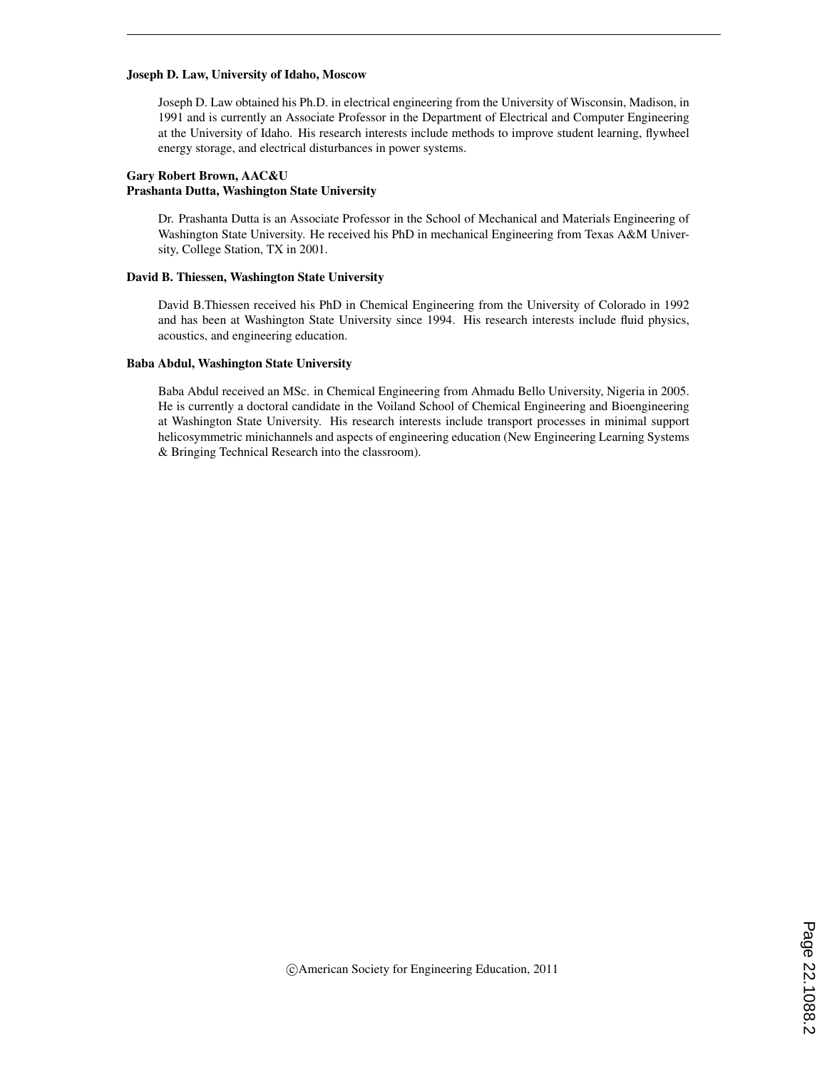**Joseph D. Law, University of Idaho, Moscow**

Joseph D. Law obtained his Ph.D. in electrical engineering from the University of Wisconsin, Madison, in 1991 and is currently an Associate Professor in the Department of Electrical and Computer Engineering at the University of Idaho. His research interests include methods to improve student learning, flywheel energy storage, and electrical disturbances in power systems.

**Gary Robert Brown, AAC&U**

**Prashanta Dutta, Washington State University**

Dr. Prashanta Dutta is an Associate Professor in the School of Mechanical and Materials Engineering of Washington State University. He received his PhD in mechanical Engineering from Texas A&M University, College Station, TX in 2001.

**David B. Thiessen, Washington State University**

David B.Thiessen received his PhD in Chemical Engineering from the University of Colorado in 1992 and has been at Washington State University since 1994. His research interests include fluid physics, acoustics, and engineering education.

**Baba Abdul, Washington State University**

Baba Abdul received an MSc. in Chemical Engineering from Ahmadu Bello University, Nigeria in 2005. He is currently a doctoral candidate in the Voiland School of Chemical Engineering and Bioengineering at Washington State University. His research interests include transport processes in minimal support helicosymmetric minichannels and aspects of engineering education (New Engineering Learning Systems & Bringing Technical Research into the classroom).

©American Society for Engineering Education, 2011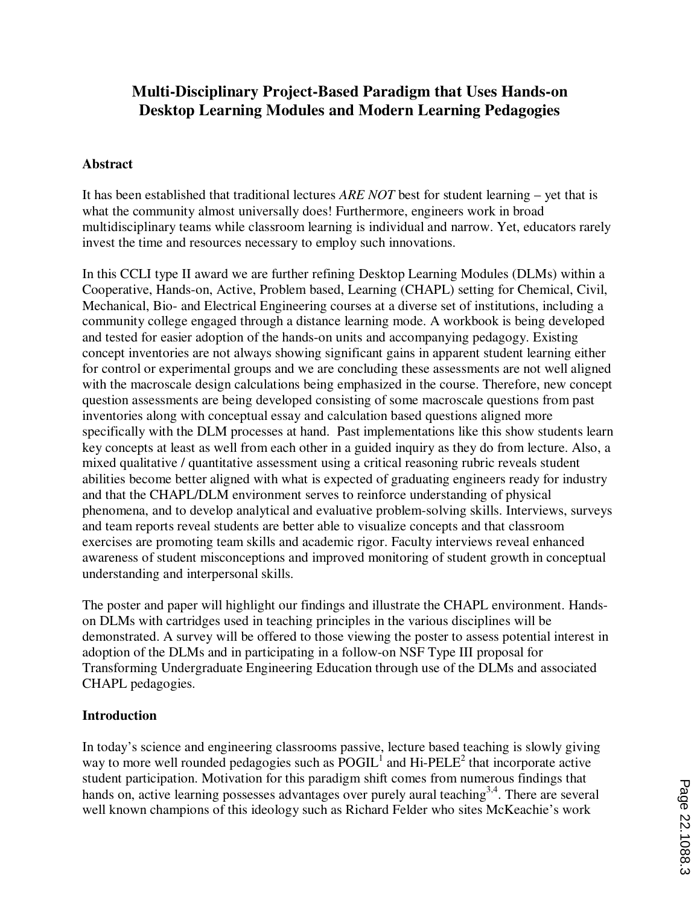# Multi-Disciplinary Project-Based Paradigm that Uses Hands-on Desktop Learning Modules and Modern Learning Pedagogies

## Abstract

It has been established that traditional lectures *ARE NOT* best for student learning – yet that is what the community almost universally does! Furthermore, engineers work in broad multidisciplinary teams while classroom learning is individual and narrow. Yet, educators rarely invest the time and resources necessary to employ such innovations.

In this CCLI type II award we are further refining Desktop Learning Modules (DLMs) within a Cooperative, Hands-on, Active, Problem based, Learning (CHAPL) setting for Chemical, Civil, Mechanical, Bio- and Electrical Engineering courses at a diverse set of institutions, including a community college engaged through a distance learning mode. A workbook is being developed and tested for easier adoption of the hands-on units and accompanying pedagogy. Existing concept inventories are not always showing significant gains in apparent student learning either for control or experimental groups and we are concluding these assessments are not well aligned with the macroscale design calculations being emphasized in the course. Therefore, new concept question assessments are being developed consisting of some macroscale questions from past inventories along with conceptual essay and calculation based questions aligned more specifically with the DLM processes at hand. Past implementations like this show students learn key concepts at least as well from each other in a guided inquiry as they do from lecture. Also, a mixed qualitative / quantitative assessment using a critical reasoning rubric reveals student abilities become better aligned with what is expected of graduating engineers ready for industry and that the CHAPL/DLM environment serves to reinforce understanding of physical phenomena, and to develop analytical and evaluative problem-solving skills. Interviews, surveys and team reports reveal students are better able to visualize concepts and that classroom exercises are promoting team skills and academic rigor. Faculty interviews reveal enhanced awareness of student misconceptions and improved monitoring of student growth in conceptual understanding and interpersonal skills.

The poster and paper will highlight our findings and illustrate the CHAPL environment. Hands-on DLMs with cartridges used in teaching principles in the various disciplines will be demonstrated. A survey will be offered to those viewing the poster to assess potential interest in adoption of the DLMs and in participating in a follow-on NSF Type III proposal for Transforming Undergraduate Engineering Education through use of the DLMs and associated CHAPL pedagogies.

## Introduction

In today's science and engineering classrooms passive, lecture based teaching is slowly giving way to more well rounded pedagogies such as POGIL[1] and Hi-PELE[2] that incorporate active student participation. Motivation for this paradigm shift comes from numerous findings that hands on, active learning possesses advantages over purely aural teaching[3,4]. There are several well known champions of this ideology such as Richard Felder who sites McKeachie's work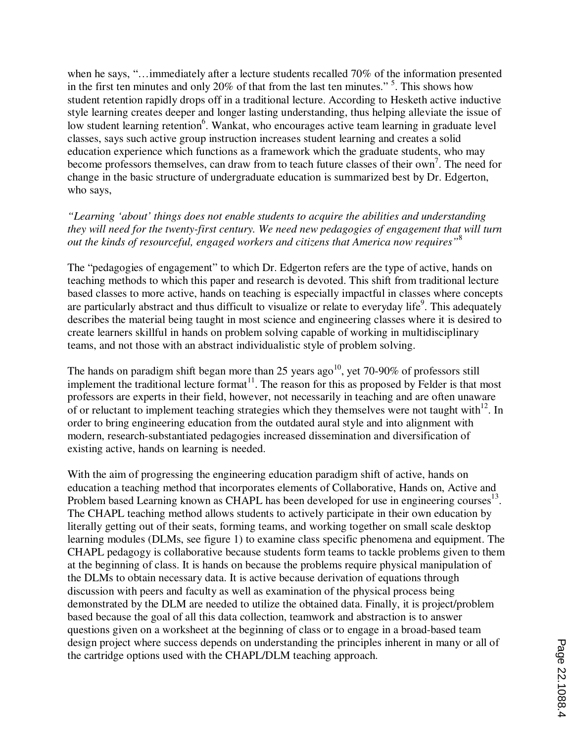when he says, "…immediately after a lecture students recalled 70% of the information presented in the first ten minutes and only 20% of that from the last ten minutes." [5]. This shows how student retention rapidly drops off in a traditional lecture. According to Hesketh active inductive style learning creates deeper and longer lasting understanding, thus helping alleviate the issue of low student learning retention[6]. Wankat, who encourages active team learning in graduate level classes, says such active group instruction increases student learning and creates a solid education experience which functions as a framework which the graduate students, who may become professors themselves, can draw from to teach future classes of their own[7]. The need for change in the basic structure of undergraduate education is summarized best by Dr. Edgerton, who says,

*"Learning 'about' things does not enable students to acquire the abilities and understanding they will need for the twenty-first century. We need new pedagogies of engagement that will turn out the kinds of resourceful, engaged workers and citizens that America now requires"*[8]

The "pedagogies of engagement" to which Dr. Edgerton refers are the type of active, hands on teaching methods to which this paper and research is devoted. This shift from traditional lecture based classes to more active, hands on teaching is especially impactful in classes where concepts are particularly abstract and thus difficult to visualize or relate to everyday life[9]. This adequately describes the material being taught in most science and engineering classes where it is desired to create learners skillful in hands on problem solving capable of working in multidisciplinary teams, and not those with an abstract individualistic style of problem solving.

The hands on paradigm shift began more than 25 years ago[10], yet 70-90% of professors still implement the traditional lecture format[11]. The reason for this as proposed by Felder is that most professors are experts in their field, however, not necessarily in teaching and are often unaware of or reluctant to implement teaching strategies which they themselves were not taught with[12]. In order to bring engineering education from the outdated aural style and into alignment with modern, research-substantiated pedagogies increased dissemination and diversification of existing active, hands on learning is needed.

With the aim of progressing the engineering education paradigm shift of active, hands on education a teaching method that incorporates elements of Collaborative, Hands on, Active and Problem based Learning known as CHAPL has been developed for use in engineering courses[13]. The CHAPL teaching method allows students to actively participate in their own education by literally getting out of their seats, forming teams, and working together on small scale desktop learning modules (DLMs, see figure 1) to examine class specific phenomena and equipment. The CHAPL pedagogy is collaborative because students form teams to tackle problems given to them at the beginning of class. It is hands on because the problems require physical manipulation of the DLMs to obtain necessary data. It is active because derivation of equations through discussion with peers and faculty as well as examination of the physical process being demonstrated by the DLM are needed to utilize the obtained data. Finally, it is project/problem based because the goal of all this data collection, teamwork and abstraction is to answer questions given on a worksheet at the beginning of class or to engage in a broad-based team design project where success depends on understanding the principles inherent in many or all of the cartridge options used with the CHAPL/DLM teaching approach.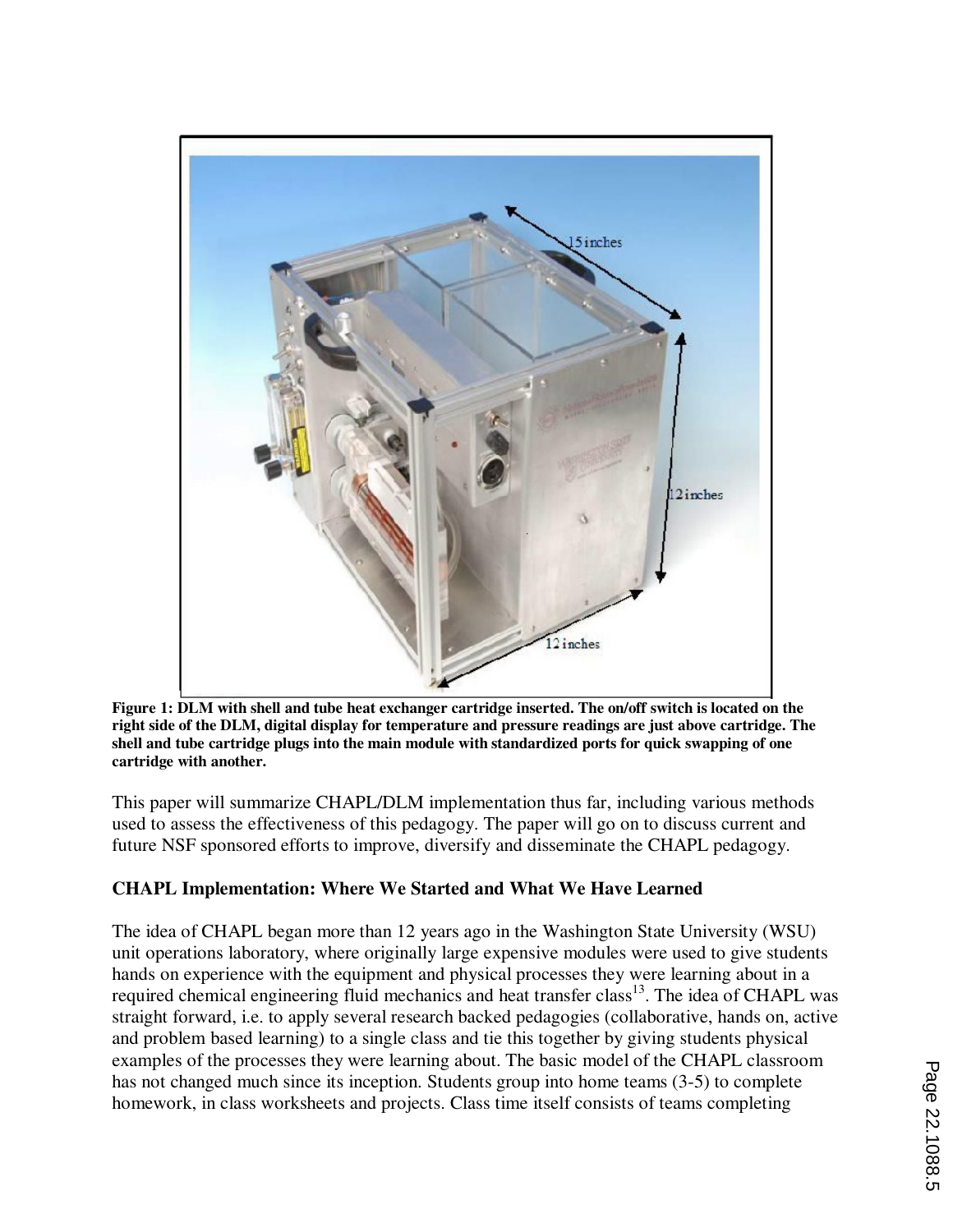**Figure 1: DLM with shell and tube heat exchanger cartridge inserted. The on/off switch is located on the right side of the DLM, digital display for temperature and pressure readings are just above cartridge. The shell and tube cartridge plugs into the main module with standardized ports for quick swapping of one cartridge with another.**

This paper will summarize CHAPL/DLM implementation thus far, including various methods used to assess the effectiveness of this pedagogy. The paper will go on to discuss current and future NSF sponsored efforts to improve, diversify and disseminate the CHAPL pedagogy.

### CHAPL Implementation: Where We Started and What We Have Learned

The idea of CHAPL began more than 12 years ago in the Washington State University (WSU) unit operations laboratory, where originally large expensive modules were used to give students hands on experience with the equipment and physical processes they were learning about in a required chemical engineering fluid mechanics and heat transfer class[13]. The idea of CHAPL was straight forward, i.e. to apply several research backed pedagogies (collaborative, hands on, active and problem based learning) to a single class and tie this together by giving students physical examples of the processes they were learning about. The basic model of the CHAPL classroom has not changed much since its inception. Students group into home teams (3-5) to complete homework, in class worksheets and projects. Class time itself consists of teams completing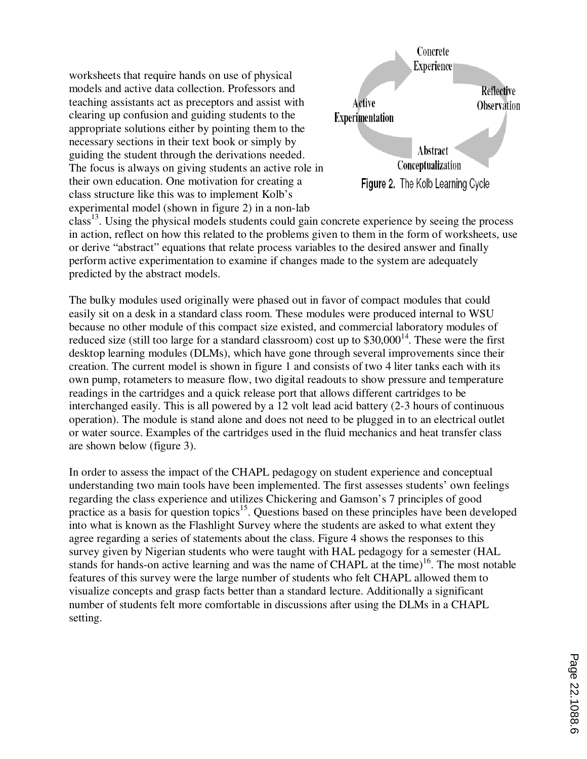worksheets that require hands on use of physical models and active data collection. Professors and teaching assistants act as preceptors and assist with clearing up confusion and guiding students to the appropriate solutions either by pointing them to the necessary sections in their text book or simply by guiding the student through the derivations needed. The focus is always on giving students an active role in their own education. One motivation for creating a class structure like this was to implement Kolb's experimental model (shown in figure 2) in a non-lab class[13]. Using the physical models students could gain concrete experience by seeing the process in action, reflect on how this related to the problems given to them in the form of worksheets, use or derive "abstract" equations that relate process variables to the desired answer and finally perform active experimentation to examine if changes made to the system are adequately predicted by the abstract models.

Concrete Experience → Reflective Observation → Abstract Conceptualization → Active Experimentation

**Figure 2.** The Kolb Learning Cycle

The bulky modules used originally were phased out in favor of compact modules that could easily sit on a desk in a standard class room. These modules were produced internal to WSU because no other module of this compact size existed, and commercial laboratory modules of reduced size (still too large for a standard classroom) cost up to $30,000[14]. These were the first desktop learning modules (DLMs), which have gone through several improvements since their creation. The current model is shown in figure 1 and consists of two 4 liter tanks each with its own pump, rotameters to measure flow, two digital readouts to show pressure and temperature readings in the cartridges and a quick release port that allows different cartridges to be interchanged easily. This is all powered by a 12 volt lead acid battery (2-3 hours of continuous operation). The module is stand alone and does not need to be plugged in to an electrical outlet or water source. Examples of the cartridges used in the fluid mechanics and heat transfer class are shown below (figure 3).

In order to assess the impact of the CHAPL pedagogy on student experience and conceptual understanding two main tools have been implemented. The first assesses students' own feelings regarding the class experience and utilizes Chickering and Gamson's 7 principles of good practice as a basis for question topics[15]. Questions based on these principles have been developed into what is known as the Flashlight Survey where the students are asked to what extent they agree regarding a series of statements about the class. Figure 4 shows the responses to this survey given by Nigerian students who were taught with HAL pedagogy for a semester (HAL stands for hands-on active learning and was the name of CHAPL at the time)[16]. The most notable features of this survey were the large number of students who felt CHAPL allowed them to visualize concepts and grasp facts better than a standard lecture. Additionally a significant number of students felt more comfortable in discussions after using the DLMs in a CHAPL setting.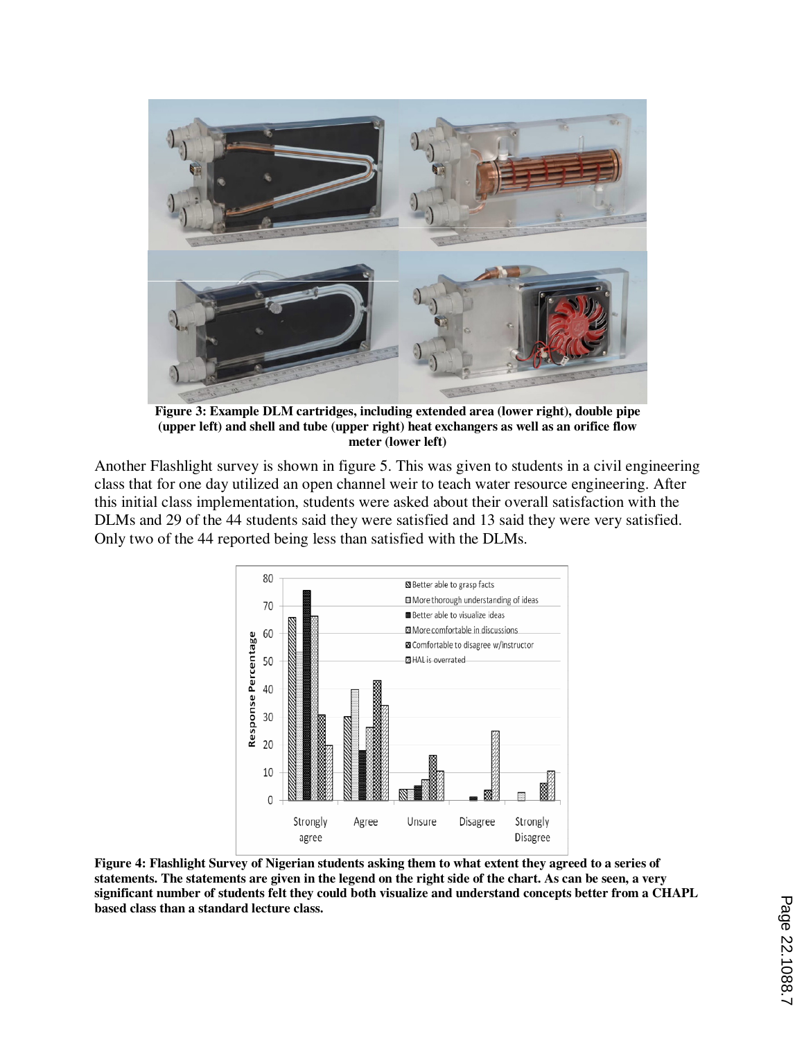**Figure 3: Example DLM cartridges, including extended area (lower right), double pipe (upper left) and shell and tube (upper right) heat exchangers as well as an orifice flow meter (lower left)**

Another Flashlight survey is shown in figure 5. This was given to students in a civil engineering class that for one day utilized an open channel weir to teach water resource engineering. After this initial class implementation, students were asked about their overall satisfaction with the DLMs and 29 of the 44 students said they were satisfied and 13 said they were very satisfied. Only two of the 44 reported being less than satisfied with the DLMs.

**Figure 4: Flashlight Survey of Nigerian students asking them to what extent they agreed to a series of statements. The statements are given in the legend on the right side of the chart. As can be seen, a very significant number of students felt they could both visualize and understand concepts better from a CHAPL based class than a standard lecture class.**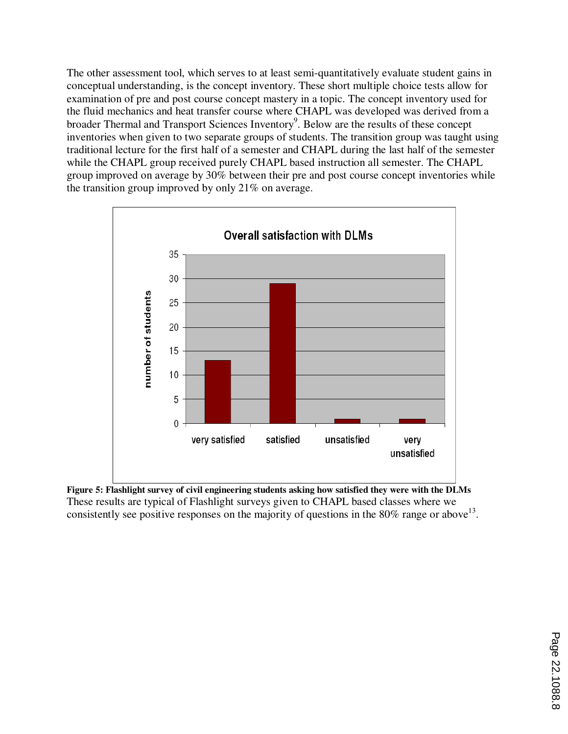The other assessment tool, which serves to at least semi-quantitatively evaluate student gains in conceptual understanding, is the concept inventory. These short multiple choice tests allow for examination of pre and post course concept mastery in a topic. The concept inventory used for the fluid mechanics and heat transfer course where CHAPL was developed was derived from a broader Thermal and Transport Sciences Inventory[9]. Below are the results of these concept inventories when given to two separate groups of students. The transition group was taught using traditional lecture for the first half of a semester and CHAPL during the last half of the semester while the CHAPL group received purely CHAPL based instruction all semester. The CHAPL group improved on average by 30% between their pre and post course concept inventories while the transition group improved by only 21% on average.

**Figure 5: Flashlight survey of civil engineering students asking how satisfied they were with the DLMs**

These results are typical of Flashlight surveys given to CHAPL based classes where we consistently see positive responses on the majority of questions in the 80% range or above[13].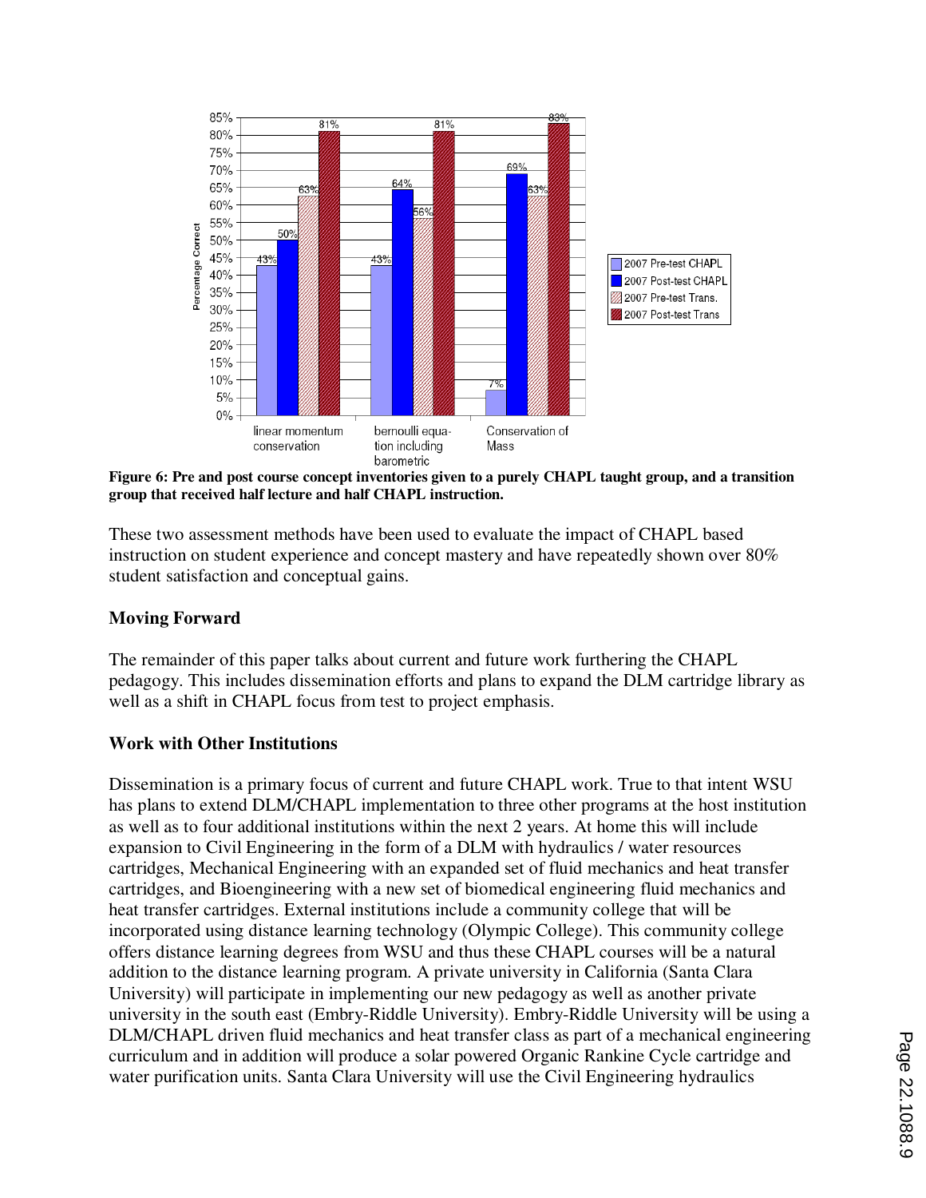**Figure 6: Pre and post course concept inventories given to a purely CHAPL taught group, and a transition group that received half lecture and half CHAPL instruction.**

These two assessment methods have been used to evaluate the impact of CHAPL based instruction on student experience and concept mastery and have repeatedly shown over 80% student satisfaction and conceptual gains.

**Moving Forward**

The remainder of this paper talks about current and future work furthering the CHAPL pedagogy. This includes dissemination efforts and plans to expand the DLM cartridge library as well as a shift in CHAPL focus from test to project emphasis.

**Work with Other Institutions**

Dissemination is a primary focus of current and future CHAPL work. True to that intent WSU has plans to extend DLM/CHAPL implementation to three other programs at the host institution as well as to four additional institutions within the next 2 years. At home this will include expansion to Civil Engineering in the form of a DLM with hydraulics / water resources cartridges, Mechanical Engineering with an expanded set of fluid mechanics and heat transfer cartridges, and Bioengineering with a new set of biomedical engineering fluid mechanics and heat transfer cartridges. External institutions include a community college that will be incorporated using distance learning technology (Olympic College). This community college offers distance learning degrees from WSU and thus these CHAPL courses will be a natural addition to the distance learning program. A private university in California (Santa Clara University) will participate in implementing our new pedagogy as well as another private university in the south east (Embry-Riddle University). Embry-Riddle University will be using a DLM/CHAPL driven fluid mechanics and heat transfer class as part of a mechanical engineering curriculum and in addition will produce a solar powered Organic Rankine Cycle cartridge and water purification units. Santa Clara University will use the Civil Engineering hydraulics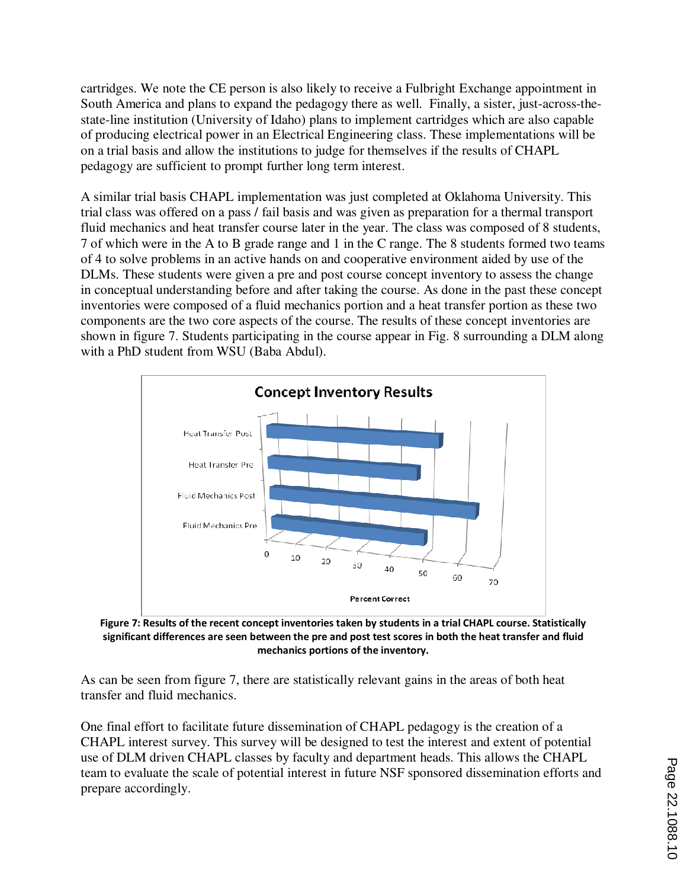cartridges. We note the CE person is also likely to receive a Fulbright Exchange appointment in South America and plans to expand the pedagogy there as well. Finally, a sister, just-across-the-state-line institution (University of Idaho) plans to implement cartridges which are also capable of producing electrical power in an Electrical Engineering class. These implementations will be on a trial basis and allow the institutions to judge for themselves if the results of CHAPL pedagogy are sufficient to prompt further long term interest.

A similar trial basis CHAPL implementation was just completed at Oklahoma University. This trial class was offered on a pass / fail basis and was given as preparation for a thermal transport fluid mechanics and heat transfer course later in the year. The class was composed of 8 students, 7 of which were in the A to B grade range and 1 in the C range. The 8 students formed two teams of 4 to solve problems in an active hands on and cooperative environment aided by use of the DLMs. These students were given a pre and post course concept inventory to assess the change in conceptual understanding before and after taking the course. As done in the past these concept inventories were composed of a fluid mechanics portion and a heat transfer portion as these two components are the two core aspects of the course. The results of these concept inventories are shown in figure 7. Students participating in the course appear in Fig. 8 surrounding a DLM along with a PhD student from WSU (Baba Abdul).

**Figure 7: Results of the recent concept inventories taken by students in a trial CHAPL course. Statistically significant differences are seen between the pre and post test scores in both the heat transfer and fluid mechanics portions of the inventory.**

As can be seen from figure 7, there are statistically relevant gains in the areas of both heat transfer and fluid mechanics.

One final effort to facilitate future dissemination of CHAPL pedagogy is the creation of a CHAPL interest survey. This survey will be designed to test the interest and extent of potential use of DLM driven CHAPL classes by faculty and department heads. This allows the CHAPL team to evaluate the scale of potential interest in future NSF sponsored dissemination efforts and prepare accordingly.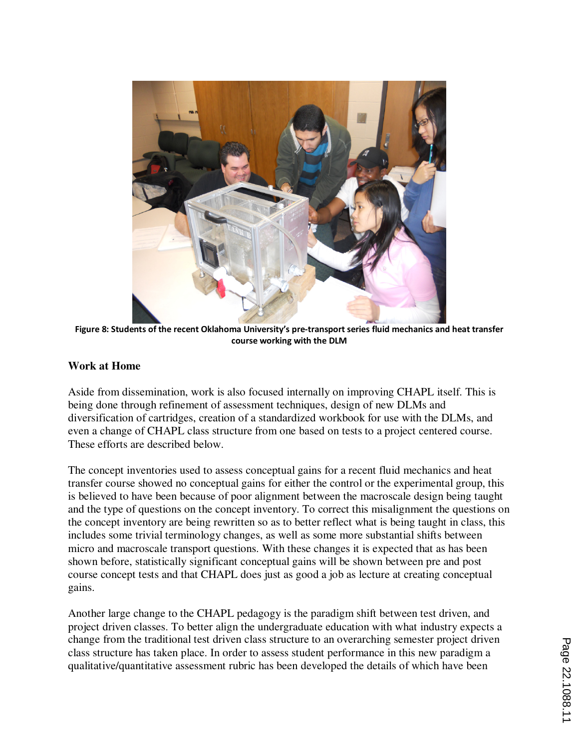Figure 8: Students of the recent Oklahoma University's pre-transport series fluid mechanics and heat transfer course working with the DLM

### Work at Home

Aside from dissemination, work is also focused internally on improving CHAPL itself. This is being done through refinement of assessment techniques, design of new DLMs and diversification of cartridges, creation of a standardized workbook for use with the DLMs, and even a change of CHAPL class structure from one based on tests to a project centered course. These efforts are described below.

The concept inventories used to assess conceptual gains for a recent fluid mechanics and heat transfer course showed no conceptual gains for either the control or the experimental group, this is believed to have been because of poor alignment between the macroscale design being taught and the type of questions on the concept inventory. To correct this misalignment the questions on the concept inventory are being rewritten so as to better reflect what is being taught in class, this includes some trivial terminology changes, as well as some more substantial shifts between micro and macroscale transport questions. With these changes it is expected that as has been shown before, statistically significant conceptual gains will be shown between pre and post course concept tests and that CHAPL does just as good a job as lecture at creating conceptual gains.

Another large change to the CHAPL pedagogy is the paradigm shift between test driven, and project driven classes. To better align the undergraduate education with what industry expects a change from the traditional test driven class structure to an overarching semester project driven class structure has taken place. In order to assess student performance in this new paradigm a qualitative/quantitative assessment rubric has been developed the details of which have been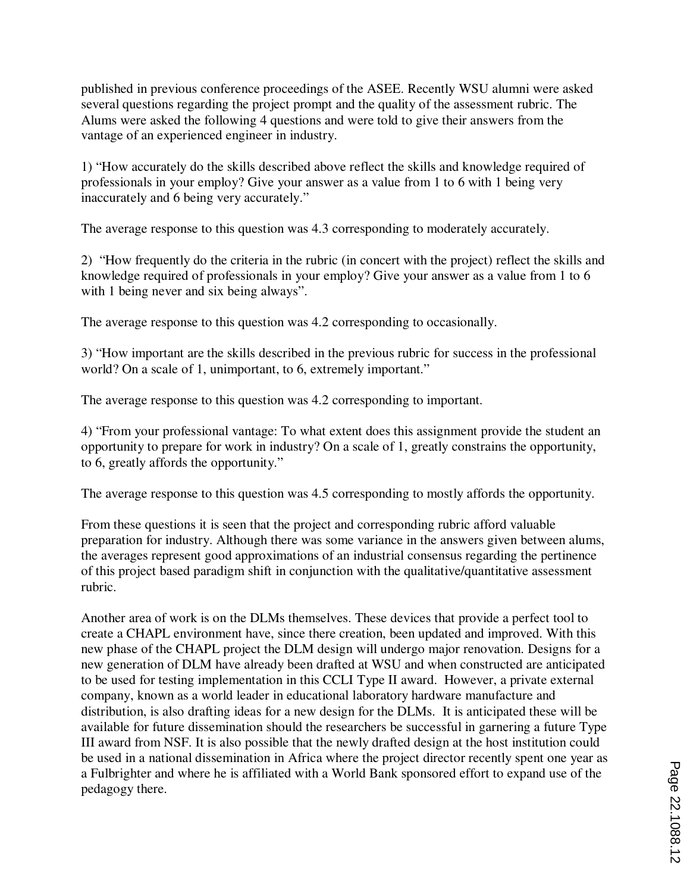published in previous conference proceedings of the ASEE. Recently WSU alumni were asked several questions regarding the project prompt and the quality of the assessment rubric. The Alums were asked the following 4 questions and were told to give their answers from the vantage of an experienced engineer in industry.

1) "How accurately do the skills described above reflect the skills and knowledge required of professionals in your employ? Give your answer as a value from 1 to 6 with 1 being very inaccurately and 6 being very accurately."

The average response to this question was 4.3 corresponding to moderately accurately.

2) "How frequently do the criteria in the rubric (in concert with the project) reflect the skills and knowledge required of professionals in your employ? Give your answer as a value from 1 to 6 with 1 being never and six being always".

The average response to this question was 4.2 corresponding to occasionally.

3) "How important are the skills described in the previous rubric for success in the professional world? On a scale of 1, unimportant, to 6, extremely important."

The average response to this question was 4.2 corresponding to important.

4) "From your professional vantage: To what extent does this assignment provide the student an opportunity to prepare for work in industry? On a scale of 1, greatly constrains the opportunity, to 6, greatly affords the opportunity."

The average response to this question was 4.5 corresponding to mostly affords the opportunity.

From these questions it is seen that the project and corresponding rubric afford valuable preparation for industry. Although there was some variance in the answers given between alums, the averages represent good approximations of an industrial consensus regarding the pertinence of this project based paradigm shift in conjunction with the qualitative/quantitative assessment rubric.

Another area of work is on the DLMs themselves. These devices that provide a perfect tool to create a CHAPL environment have, since there creation, been updated and improved. With this new phase of the CHAPL project the DLM design will undergo major renovation. Designs for a new generation of DLM have already been drafted at WSU and when constructed are anticipated to be used for testing implementation in this CCLI Type II award. However, a private external company, known as a world leader in educational laboratory hardware manufacture and distribution, is also drafting ideas for a new design for the DLMs. It is anticipated these will be available for future dissemination should the researchers be successful in garnering a future Type III award from NSF. It is also possible that the newly drafted design at the host institution could be used in a national dissemination in Africa where the project director recently spent one year as a Fulbrighter and where he is affiliated with a World Bank sponsored effort to expand use of the pedagogy there.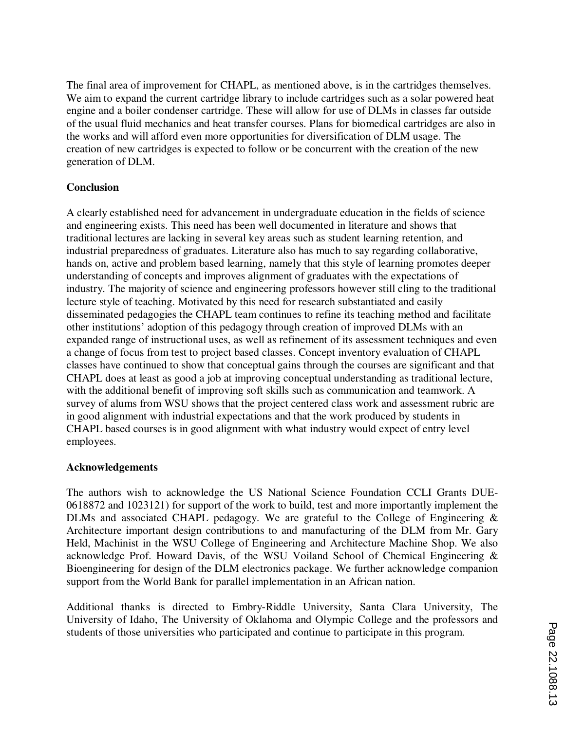The final area of improvement for CHAPL, as mentioned above, is in the cartridges themselves. We aim to expand the current cartridge library to include cartridges such as a solar powered heat engine and a boiler condenser cartridge. These will allow for use of DLMs in classes far outside of the usual fluid mechanics and heat transfer courses. Plans for biomedical cartridges are also in the works and will afford even more opportunities for diversification of DLM usage. The creation of new cartridges is expected to follow or be concurrent with the creation of the new generation of DLM.

**Conclusion**

A clearly established need for advancement in undergraduate education in the fields of science and engineering exists. This need has been well documented in literature and shows that traditional lectures are lacking in several key areas such as student learning retention, and industrial preparedness of graduates. Literature also has much to say regarding collaborative, hands on, active and problem based learning, namely that this style of learning promotes deeper understanding of concepts and improves alignment of graduates with the expectations of industry. The majority of science and engineering professors however still cling to the traditional lecture style of teaching. Motivated by this need for research substantiated and easily disseminated pedagogies the CHAPL team continues to refine its teaching method and facilitate other institutions' adoption of this pedagogy through creation of improved DLMs with an expanded range of instructional uses, as well as refinement of its assessment techniques and even a change of focus from test to project based classes. Concept inventory evaluation of CHAPL classes have continued to show that conceptual gains through the courses are significant and that CHAPL does at least as good a job at improving conceptual understanding as traditional lecture, with the additional benefit of improving soft skills such as communication and teamwork. A survey of alums from WSU shows that the project centered class work and assessment rubric are in good alignment with industrial expectations and that the work produced by students in CHAPL based courses is in good alignment with what industry would expect of entry level employees.

**Acknowledgements**

The authors wish to acknowledge the US National Science Foundation CCLI Grants DUE-0618872 and 1023121) for support of the work to build, test and more importantly implement the DLMs and associated CHAPL pedagogy. We are grateful to the College of Engineering & Architecture important design contributions to and manufacturing of the DLM from Mr. Gary Held, Machinist in the WSU College of Engineering and Architecture Machine Shop. We also acknowledge Prof. Howard Davis, of the WSU Voiland School of Chemical Engineering & Bioengineering for design of the DLM electronics package. We further acknowledge companion support from the World Bank for parallel implementation in an African nation.

Additional thanks is directed to Embry-Riddle University, Santa Clara University, The University of Idaho, The University of Oklahoma and Olympic College and the professors and students of those universities who participated and continue to participate in this program.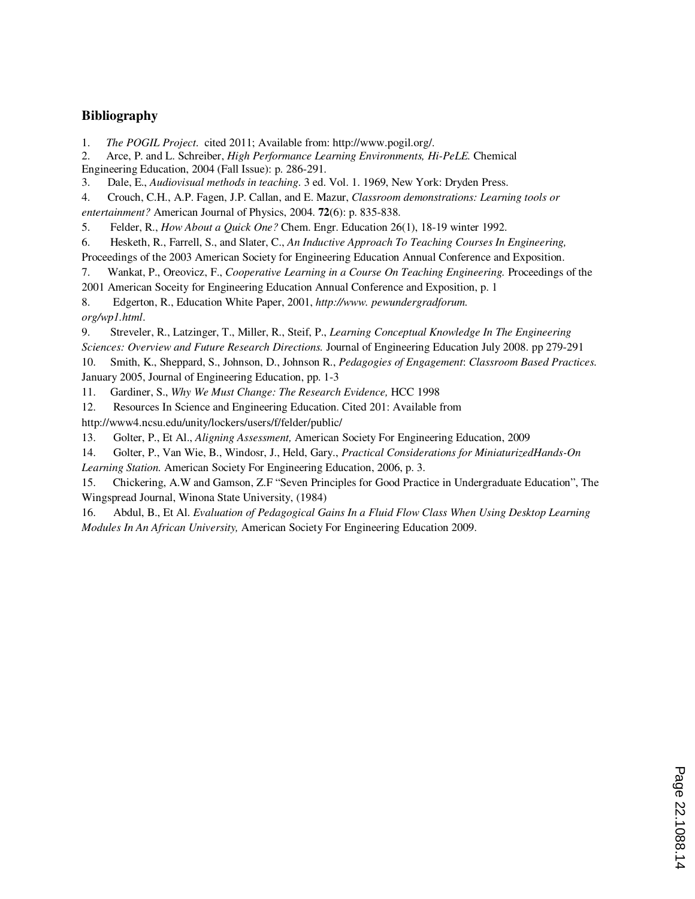## Bibliography

1. *The POGIL Project*. cited 2011; Available from: http://www.pogil.org/.
2. Arce, P. and L. Schreiber, *High Performance Learning Environments, Hi-PeLE.* Chemical Engineering Education, 2004 (Fall Issue): p. 286-291.
3. Dale, E., *Audiovisual methods in teaching.* 3 ed. Vol. 1. 1969, New York: Dryden Press.
4. Crouch, C.H., A.P. Fagen, J.P. Callan, and E. Mazur, *Classroom demonstrations: Learning tools or entertainment?* American Journal of Physics, 2004. **72**(6): p. 835-838.
5. Felder, R., *How About a Quick One?* Chem. Engr. Education 26(1), 18-19 winter 1992.
6. Hesketh, R., Farrell, S., and Slater, C., *An Inductive Approach To Teaching Courses In Engineering,* Proceedings of the 2003 American Society for Engineering Education Annual Conference and Exposition.
7. Wankat, P., Oreovicz, F., *Cooperative Learning in a Course On Teaching Engineering.* Proceedings of the 2001 American Soceity for Engineering Education Annual Conference and Exposition, p. 1
8. Edgerton, R., Education White Paper, 2001, *http://www. pewundergradforum. org/wp1.html*.
9. Streveler, R., Latzinger, T., Miller, R., Steif, P., *Learning Conceptual Knowledge In The Engineering Sciences: Overview and Future Research Directions.* Journal of Engineering Education July 2008. pp 279-291
10. Smith, K., Sheppard, S., Johnson, D., Johnson R., *Pedagogies of Engagement*: *Classroom Based Practices.* January 2005, Journal of Engineering Education, pp. 1-3
11. Gardiner, S., *Why We Must Change: The Research Evidence,* HCC 1998
12. Resources In Science and Engineering Education. Cited 201: Available from http://www4.ncsu.edu/unity/lockers/users/f/felder/public/
13. Golter, P., Et Al., *Aligning Assessment,* American Society For Engineering Education, 2009
14. Golter, P., Van Wie, B., Windosr, J., Held, Gary., *Practical Considerations for MiniaturizedHands-On Learning Station.* American Society For Engineering Education, 2006, p. 3.
15. Chickering, A.W and Gamson, Z.F "Seven Principles for Good Practice in Undergraduate Education", The Wingspread Journal, Winona State University, (1984)
16. Abdul, B., Et Al. *Evaluation of Pedagogical Gains In a Fluid Flow Class When Using Desktop Learning Modules In An African University,* American Society For Engineering Education 2009.